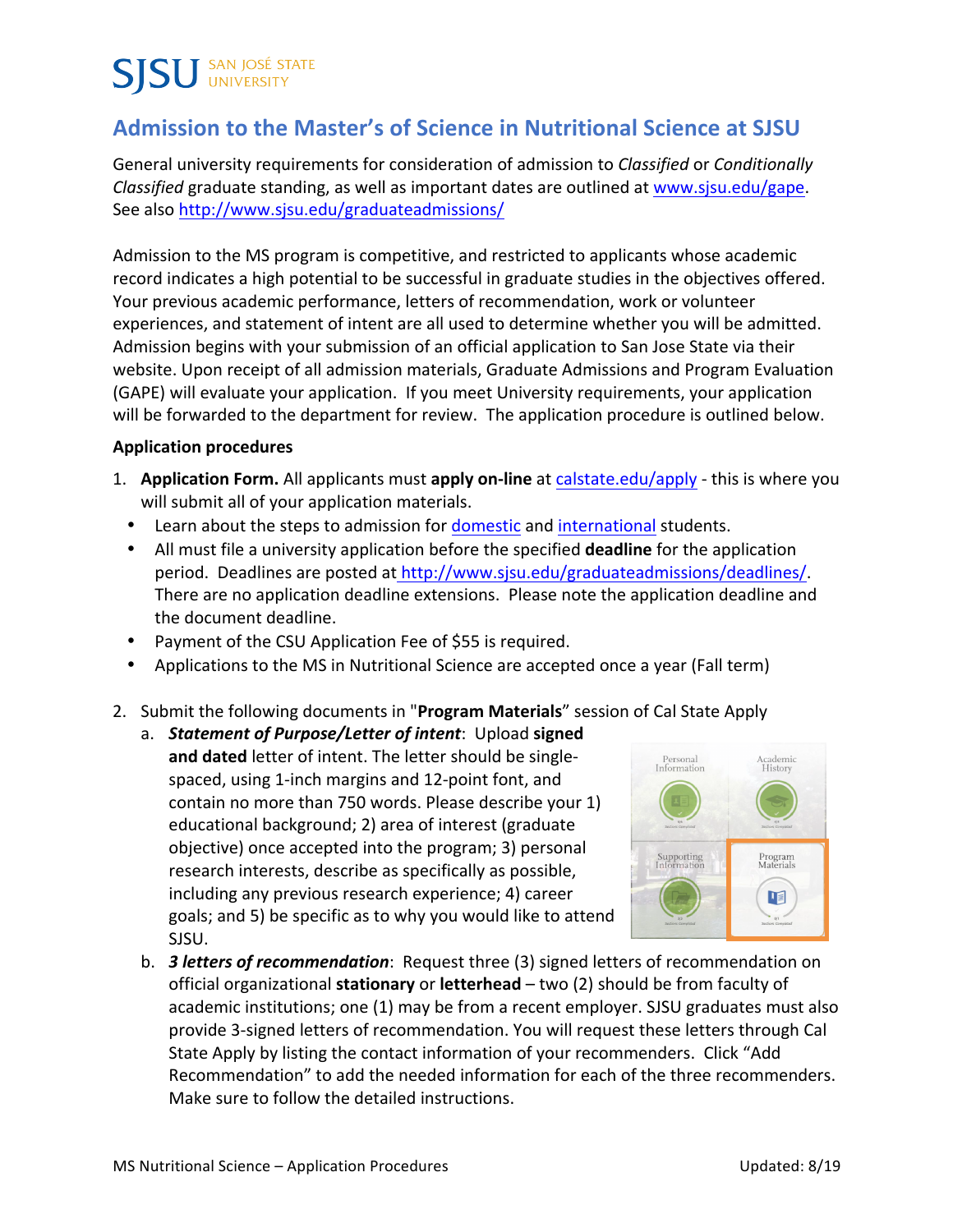SJSU SAN JOSÉ STATE UNIVERSITY

# Admission to the Master's of Science in Nutritional Science at SJSU

General university requirements for consideration of admission to *Classified* or *Conditionally Classified* graduate standing, as well as important dates are outlined at www.sjsu.edu/gape. See also http://www.sjsu.edu/graduateadmissions/

Admission to the MS program is competitive, and restricted to applicants whose academic record indicates a high potential to be successful in graduate studies in the objectives offered. Your previous academic performance, letters of recommendation, work or volunteer experiences, and statement of intent are all used to determine whether you will be admitted. Admission begins with your submission of an official application to San Jose State via their website. Upon receipt of all admission materials, Graduate Admissions and Program Evaluation (GAPE) will evaluate your application. If you meet University requirements, your application will be forwarded to the department for review. The application procedure is outlined below.

**Application procedures**

1. **Application Form.** All applicants must **apply on-line** at calstate.edu/apply - this is where you will submit all of your application materials.
   - Learn about the steps to admission for domestic and international students.
   - All must file a university application before the specified **deadline** for the application period. Deadlines are posted at http://www.sjsu.edu/graduateadmissions/deadlines/. There are no application deadline extensions. Please note the application deadline and the document deadline.
   - Payment of the CSU Application Fee of $55 is required.
   - Applications to the MS in Nutritional Science are accepted once a year (Fall term)

2. Submit the following documents in "**Program Materials**" session of Cal State Apply
   a. ***Statement of Purpose/Letter of intent***: Upload **signed and dated** letter of intent. The letter should be single-spaced, using 1-inch margins and 12-point font, and contain no more than 750 words. Please describe your 1) educational background; 2) area of interest (graduate objective) once accepted into the program; 3) personal research interests, describe as specifically as possible, including any previous research experience; 4) career goals; and 5) be specific as to why you would like to attend SJSU.
   b. ***3 letters of recommendation***: Request three (3) signed letters of recommendation on official organizational **stationary** or **letterhead** – two (2) should be from faculty of academic institutions; one (1) may be from a recent employer. SJSU graduates must also provide 3-signed letters of recommendation. You will request these letters through Cal State Apply by listing the contact information of your recommenders. Click "Add Recommendation" to add the needed information for each of the three recommenders. Make sure to follow the detailed instructions.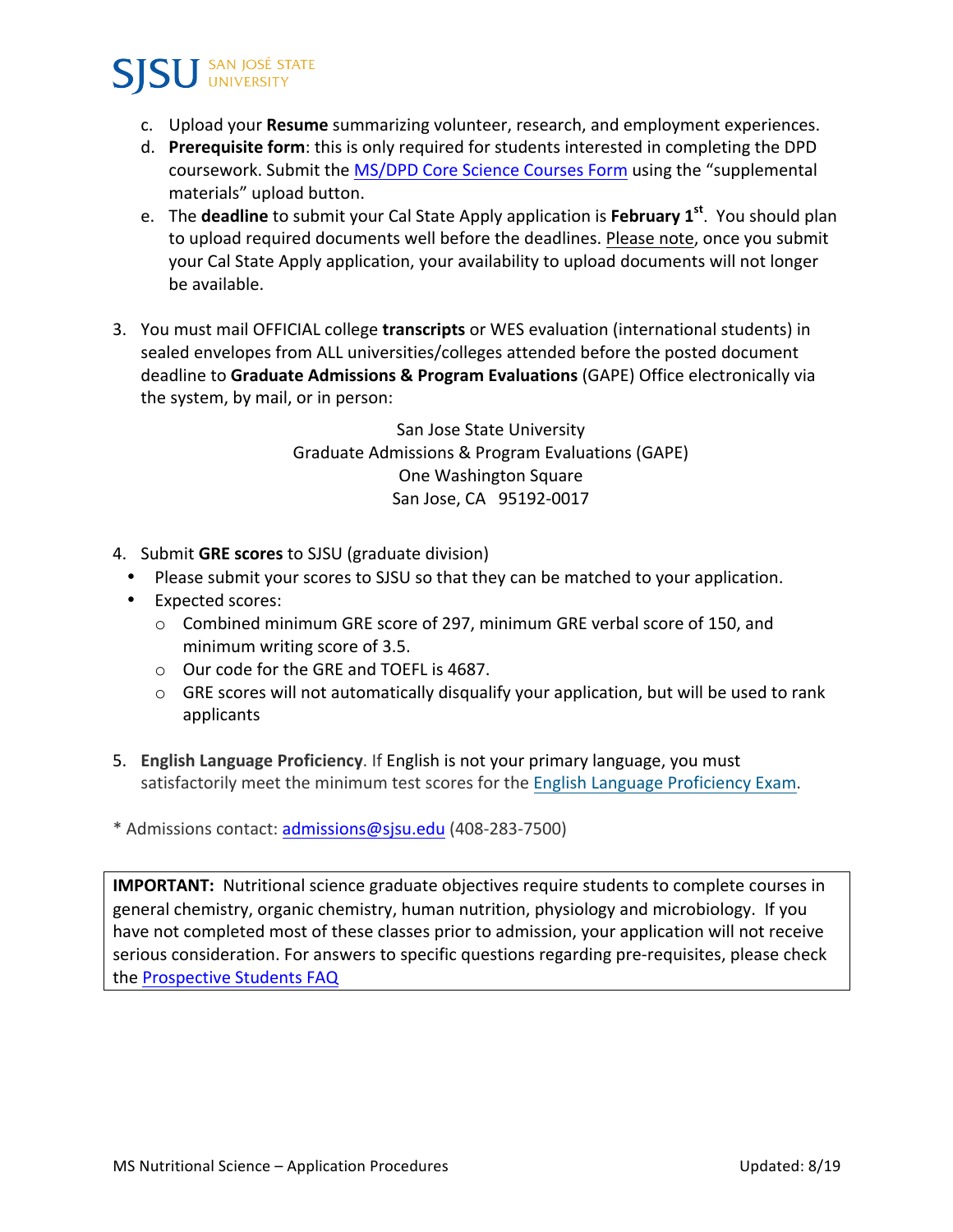c. Upload your **Resume** summarizing volunteer, research, and employment experiences.
d. **Prerequisite form**: this is only required for students interested in completing the DPD coursework. Submit the MS/DPD Core Science Courses Form using the "supplemental materials" upload button.
e. The **deadline** to submit your Cal State Apply application is **February 1st**. You should plan to upload required documents well before the deadlines. Please note, once you submit your Cal State Apply application, your availability to upload documents will not longer be available.

3. You must mail OFFICIAL college **transcripts** or WES evaluation (international students) in sealed envelopes from ALL universities/colleges attended before the posted document deadline to **Graduate Admissions & Program Evaluations** (GAPE) Office electronically via the system, by mail, or in person:

   San Jose State University
   Graduate Admissions & Program Evaluations (GAPE)
   One Washington Square
   San Jose, CA 95192-0017

4. Submit **GRE scores** to SJSU (graduate division)
   - Please submit your scores to SJSU so that they can be matched to your application.
   - Expected scores:
     - Combined minimum GRE score of 297, minimum GRE verbal score of 150, and minimum writing score of 3.5.
     - Our code for the GRE and TOEFL is 4687.
     - GRE scores will not automatically disqualify your application, but will be used to rank applicants

5. **English Language Proficiency**. If English is not your primary language, you must satisfactorily meet the minimum test scores for the English Language Proficiency Exam.

* Admissions contact: admissions@sjsu.edu (408-283-7500)

**IMPORTANT:** Nutritional science graduate objectives require students to complete courses in general chemistry, organic chemistry, human nutrition, physiology and microbiology. If you have not completed most of these classes prior to admission, your application will not receive serious consideration. For answers to specific questions regarding pre-requisites, please check the Prospective Students FAQ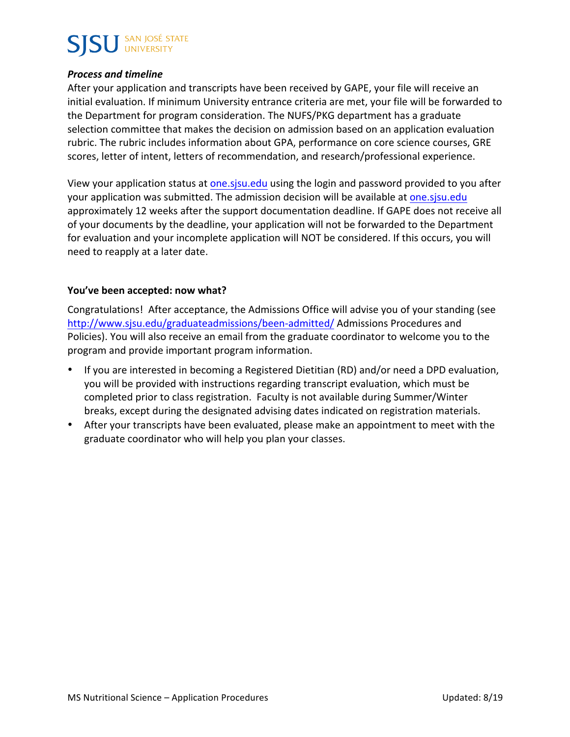### ***Process and timeline***

After your application and transcripts have been received by GAPE, your file will receive an initial evaluation. If minimum University entrance criteria are met, your file will be forwarded to the Department for program consideration. The NUFS/PKG department has a graduate selection committee that makes the decision on admission based on an application evaluation rubric. The rubric includes information about GPA, performance on core science courses, GRE scores, letter of intent, letters of recommendation, and research/professional experience.

View your application status at [one.sjsu.edu](one.sjsu.edu) using the login and password provided to you after your application was submitted. The admission decision will be available at [one.sjsu.edu](one.sjsu.edu) approximately 12 weeks after the support documentation deadline. If GAPE does not receive all of your documents by the deadline, your application will not be forwarded to the Department for evaluation and your incomplete application will NOT be considered. If this occurs, you will need to reapply at a later date.

### **You've been accepted: now what?**

Congratulations! After acceptance, the Admissions Office will advise you of your standing (see [http://www.sjsu.edu/graduateadmissions/been-admitted/](http://www.sjsu.edu/graduateadmissions/been-admitted/) Admissions Procedures and Policies). You will also receive an email from the graduate coordinator to welcome you to the program and provide important program information.

- If you are interested in becoming a Registered Dietitian (RD) and/or need a DPD evaluation, you will be provided with instructions regarding transcript evaluation, which must be completed prior to class registration. Faculty is not available during Summer/Winter breaks, except during the designated advising dates indicated on registration materials.
- After your transcripts have been evaluated, please make an appointment to meet with the graduate coordinator who will help you plan your classes.